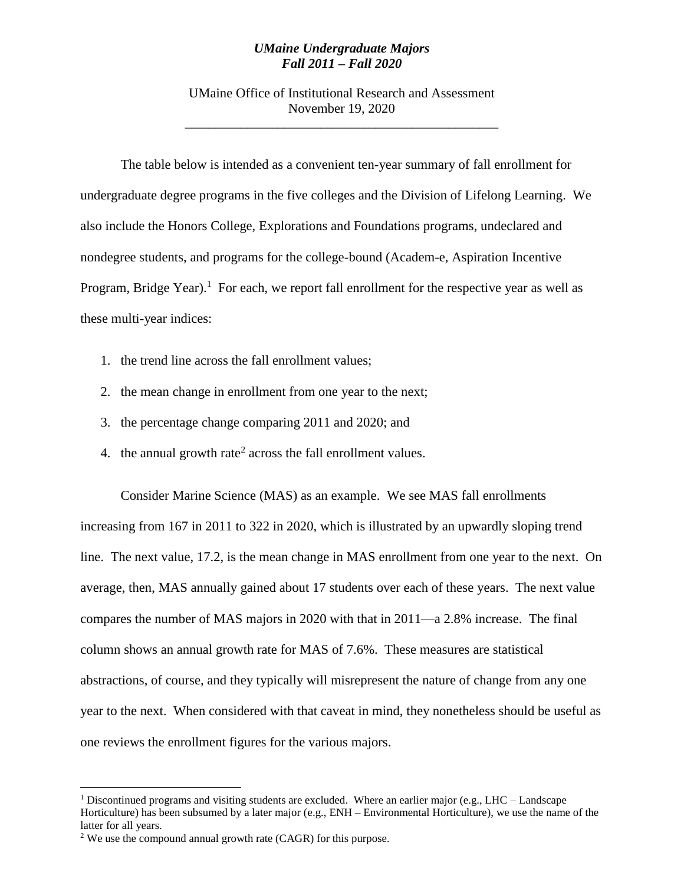***UMaine Undergraduate Majors***
***Fall 2011 – Fall 2020***

UMaine Office of Institutional Research and Assessment
November 19, 2020

---

The table below is intended as a convenient ten-year summary of fall enrollment for undergraduate degree programs in the five colleges and the Division of Lifelong Learning. We also include the Honors College, Explorations and Foundations programs, undeclared and nondegree students, and programs for the college-bound (Academ-e, Aspiration Incentive Program, Bridge Year).[1] For each, we report fall enrollment for the respective year as well as these multi-year indices:

1. the trend line across the fall enrollment values;
2. the mean change in enrollment from one year to the next;
3. the percentage change comparing 2011 and 2020; and
4. the annual growth rate[2] across the fall enrollment values.

Consider Marine Science (MAS) as an example. We see MAS fall enrollments increasing from 167 in 2011 to 322 in 2020, which is illustrated by an upwardly sloping trend line. The next value, 17.2, is the mean change in MAS enrollment from one year to the next. On average, then, MAS annually gained about 17 students over each of these years. The next value compares the number of MAS majors in 2020 with that in 2011—a 2.8% increase. The final column shows an annual growth rate for MAS of 7.6%. These measures are statistical abstractions, of course, and they typically will misrepresent the nature of change from any one year to the next. When considered with that caveat in mind, they nonetheless should be useful as one reviews the enrollment figures for the various majors.

---

[1] Discontinued programs and visiting students are excluded. Where an earlier major (e.g., LHC – Landscape Horticulture) has been subsumed by a later major (e.g., ENH – Environmental Horticulture), we use the name of the latter for all years.

[2] We use the compound annual growth rate (CAGR) for this purpose.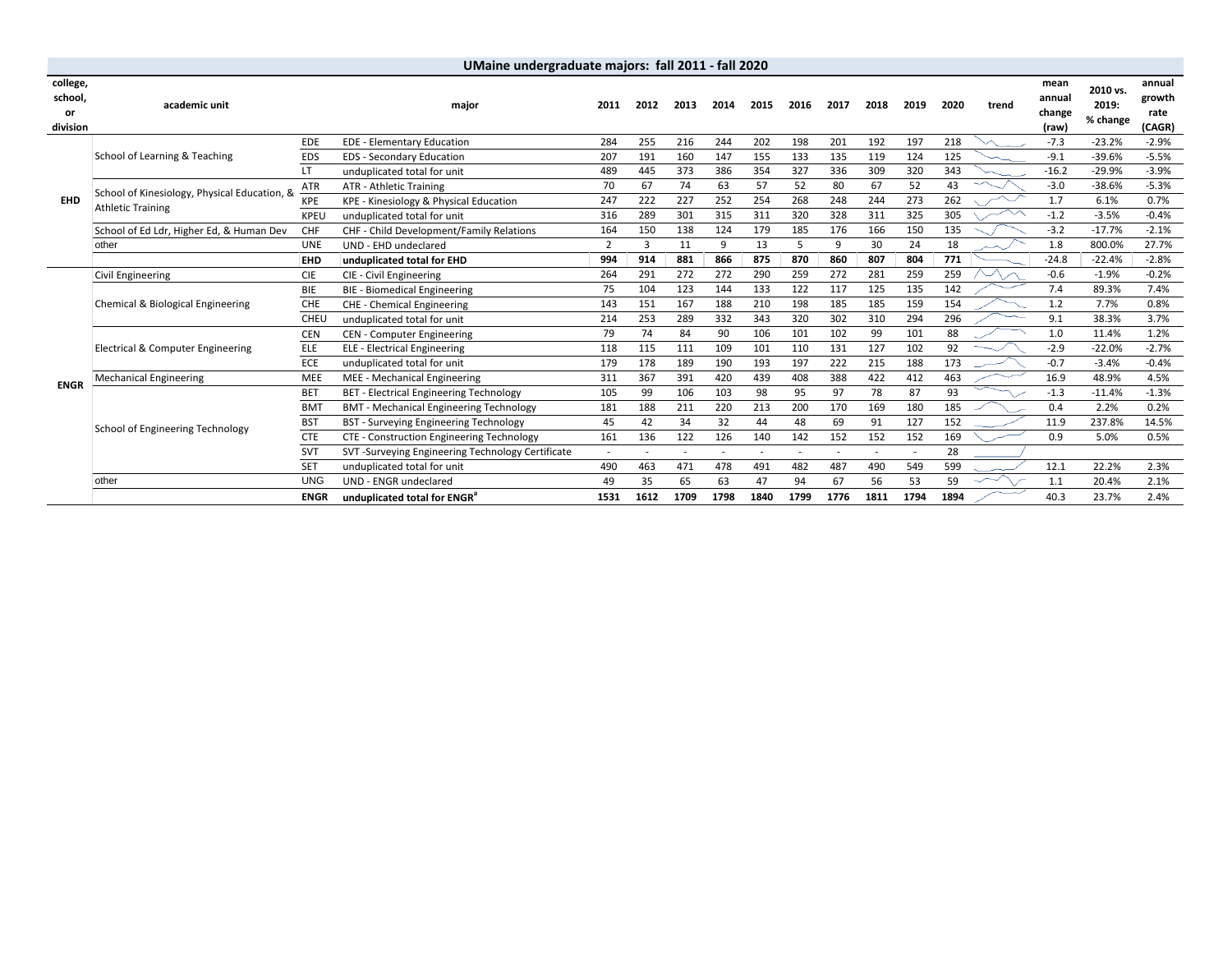# UMaine undergraduate majors: fall 2011 - fall 2020

| college, school, or division | academic unit | | major | 2011 | 2012 | 2013 | 2014 | 2015 | 2016 | 2017 | 2018 | 2019 | 2020 | trend | mean annual change (raw) | 2010 vs. 2019: % change | annual growth rate (CAGR) |
|---|---|---|---|---|---|---|---|---|---|---|---|---|---|---|---|---|---|
| EHD | School of Learning & Teaching | EDE | EDE - Elementary Education | 284 | 255 | 216 | 244 | 202 | 198 | 201 | 192 | 197 | 218 | | -7.3 | -23.2% | -2.9% |
| | | EDS | EDS - Secondary Education | 207 | 191 | 160 | 147 | 155 | 133 | 135 | 119 | 124 | 125 | | -9.1 | -39.6% | -5.5% |
| | | LT | unduplicated total for unit | 489 | 445 | 373 | 386 | 354 | 327 | 336 | 309 | 320 | 343 | | -16.2 | -29.9% | -3.9% |
| | School of Kinesiology, Physical Education, & Athletic Training | ATR | ATR - Athletic Training | 70 | 67 | 74 | 63 | 57 | 52 | 80 | 67 | 52 | 43 | | -3.0 | -38.6% | -5.3% |
| | | KPE | KPE - Kinesiology & Physical Education | 247 | 222 | 227 | 252 | 254 | 268 | 248 | 244 | 273 | 262 | | 1.7 | 6.1% | 0.7% |
| | | KPEU | unduplicated total for unit | 316 | 289 | 301 | 315 | 311 | 320 | 328 | 311 | 325 | 305 | | -1.2 | -3.5% | -0.4% |
| | School of Ed Ldr, Higher Ed, & Human Dev | CHF | CHF - Child Development/Family Relations | 164 | 150 | 138 | 124 | 179 | 185 | 176 | 166 | 150 | 135 | | -3.2 | -17.7% | -2.1% |
| | other | UNE | UND - EHD undeclared | 2 | 3 | 11 | 9 | 13 | 5 | 9 | 30 | 24 | 18 | | 1.8 | 800.0% | 27.7% |
| | | **EHD** | **unduplicated total for EHD** | **994** | **914** | **881** | **866** | **875** | **870** | **860** | **807** | **804** | **771** | | -24.8 | -22.4% | -2.8% |
| ENGR | Civil Engineering | CIE | CIE - Civil Engineering | 264 | 291 | 272 | 272 | 290 | 259 | 272 | 281 | 259 | 259 | | -0.6 | -1.9% | -0.2% |
| | Chemical & Biological Engineering | BIE | BIE - Biomedical Engineering | 75 | 104 | 123 | 144 | 133 | 122 | 117 | 125 | 135 | 142 | | 7.4 | 89.3% | 7.4% |
| | | CHE | CHE - Chemical Engineering | 143 | 151 | 167 | 188 | 210 | 198 | 185 | 185 | 159 | 154 | | 1.2 | 7.7% | 0.8% |
| | | CHEU | unduplicated total for unit | 214 | 253 | 289 | 332 | 343 | 320 | 302 | 310 | 294 | 296 | | 9.1 | 38.3% | 3.7% |
| | Electrical & Computer Engineering | CEN | CEN - Computer Engineering | 79 | 74 | 84 | 90 | 106 | 101 | 102 | 99 | 101 | 88 | | 1.0 | 11.4% | 1.2% |
| | | ELE | ELE - Electrical Engineering | 118 | 115 | 111 | 109 | 101 | 110 | 131 | 127 | 102 | 92 | | -2.9 | -22.0% | -2.7% |
| | | ECE | unduplicated total for unit | 179 | 178 | 189 | 190 | 193 | 197 | 222 | 215 | 188 | 173 | | -0.7 | -3.4% | -0.4% |
| | Mechanical Engineering | MEE | MEE - Mechanical Engineering | 311 | 367 | 391 | 420 | 439 | 408 | 388 | 422 | 412 | 463 | | 16.9 | 48.9% | 4.5% |
| | School of Engineering Technology | BET | BET - Electrical Engineering Technology | 105 | 99 | 106 | 103 | 98 | 95 | 97 | 78 | 87 | 93 | | -1.3 | -11.4% | -1.3% |
| | | BMT | BMT - Mechanical Engineering Technology | 181 | 188 | 211 | 220 | 213 | 200 | 170 | 169 | 180 | 185 | | 0.4 | 2.2% | 0.2% |
| | | BST | BST - Surveying Engineering Technology | 45 | 42 | 34 | 32 | 44 | 48 | 69 | 91 | 127 | 152 | | 11.9 | 237.8% | 14.5% |
| | | CTE | CTE - Construction Engineering Technology | 161 | 136 | 122 | 126 | 140 | 142 | 152 | 152 | 152 | 169 | | 0.9 | 5.0% | 0.5% |
| | | SVT | SVT -Surveying Engineering Technology Certificate | - | - | - | - | - | - | - | - | - | 28 | | | | |
| | | SET | unduplicated total for unit | 490 | 463 | 471 | 478 | 491 | 482 | 487 | 490 | 549 | 599 | | 12.1 | 22.2% | 2.3% |
| | other | UNG | UND - ENGR undeclared | 49 | 35 | 65 | 63 | 47 | 94 | 67 | 56 | 53 | 59 | | 1.1 | 20.4% | 2.1% |
| | | **ENGR** | **unduplicated total for ENGR**[a] | **1531** | **1612** | **1709** | **1798** | **1840** | **1799** | **1776** | **1811** | **1794** | **1894** | | 40.3 | 23.7% | 2.4% |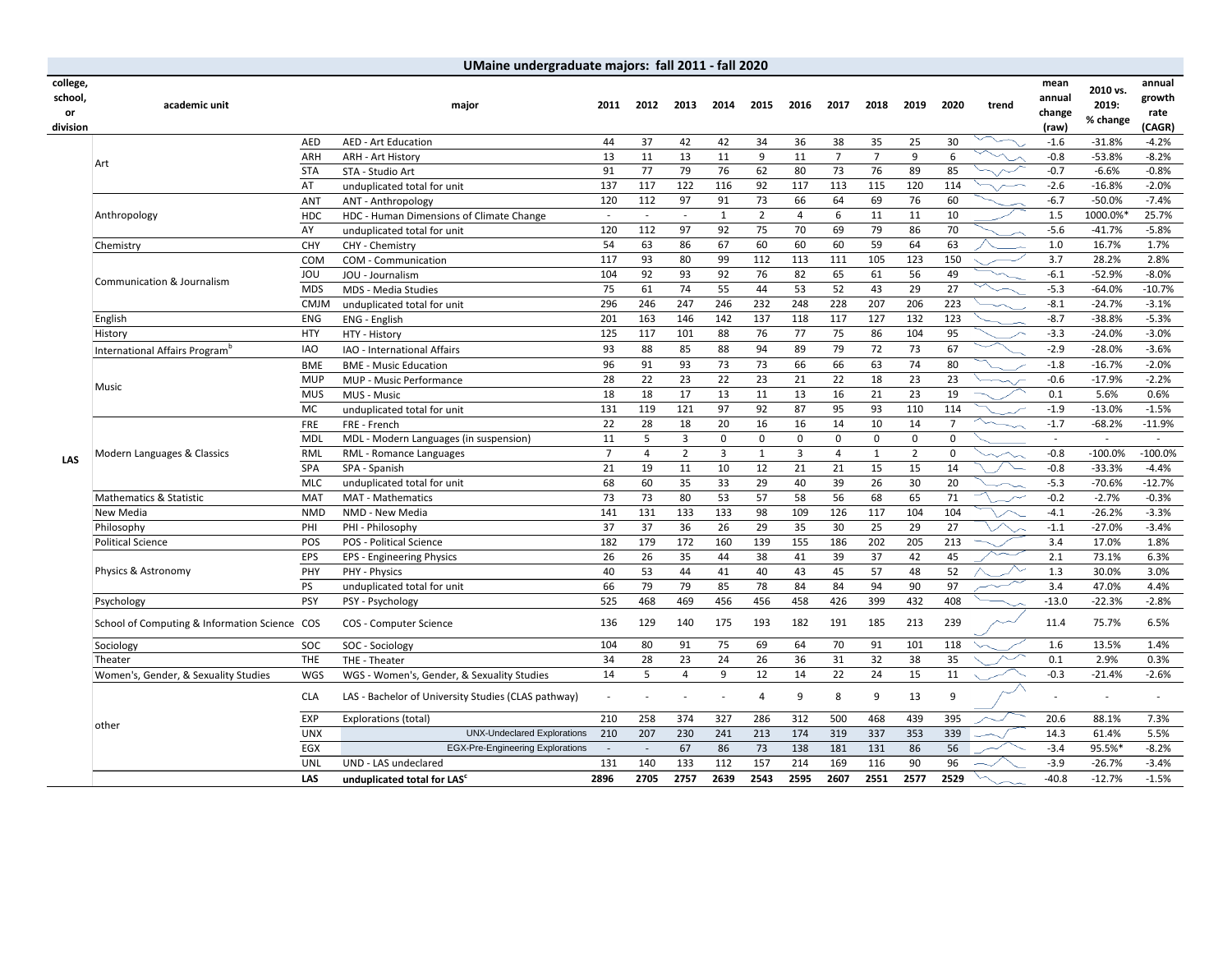# UMaine undergraduate majors: fall 2011 - fall 2020

| college, school, or division | academic unit | | major | 2011 | 2012 | 2013 | 2014 | 2015 | 2016 | 2017 | 2018 | 2019 | 2020 | trend | mean annual change (raw) | 2010 vs. 2019: % change | annual growth rate (CAGR) |
|---|---|---|---|---|---|---|---|---|---|---|---|---|---|---|---|---|---|
| LAS | Art | AED | AED - Art Education | 44 | 37 | 42 | 42 | 34 | 36 | 38 | 35 | 25 | 30 | | -1.6 | -31.8% | -4.2% |
| | | ARH | ARH - Art History | 13 | 11 | 13 | 11 | 9 | 11 | 7 | 7 | 9 | 6 | | -0.8 | -53.8% | -8.2% |
| | | STA | STA - Studio Art | 91 | 77 | 79 | 76 | 62 | 80 | 73 | 76 | 89 | 85 | | -0.7 | -6.6% | -0.8% |
| | | AT | unduplicated total for unit | 137 | 117 | 122 | 116 | 92 | 117 | 113 | 115 | 120 | 114 | | -2.6 | -16.8% | -2.0% |
| | Anthropology | ANT | ANT - Anthropology | 120 | 112 | 97 | 91 | 73 | 66 | 64 | 69 | 76 | 60 | | -6.7 | -50.0% | -7.4% |
| | | HDC | HDC - Human Dimensions of Climate Change | - | - | - | 1 | 2 | 4 | 6 | 11 | 11 | 10 | | 1.5 | 1000.0%* | 25.7% |
| | | AY | unduplicated total for unit | 120 | 112 | 97 | 92 | 75 | 70 | 69 | 79 | 86 | 70 | | -5.6 | -41.7% | -5.8% |
| | Chemistry | CHY | CHY - Chemistry | 54 | 63 | 86 | 67 | 60 | 60 | 60 | 59 | 64 | 63 | | 1.0 | 16.7% | 1.7% |
| | Communication & Journalism | COM | COM - Communication | 117 | 93 | 80 | 99 | 112 | 113 | 111 | 105 | 123 | 150 | | 3.7 | 28.2% | 2.8% |
| | | JOU | JOU - Journalism | 104 | 92 | 93 | 92 | 76 | 82 | 65 | 61 | 56 | 49 | | -6.1 | -52.9% | -8.0% |
| | | MDS | MDS - Media Studies | 75 | 61 | 74 | 55 | 44 | 53 | 52 | 43 | 29 | 27 | | -5.3 | -64.0% | -10.7% |
| | | CMJM | unduplicated total for unit | 296 | 246 | 247 | 246 | 232 | 248 | 228 | 207 | 206 | 223 | | -8.1 | -24.7% | -3.1% |
| | English | ENG | ENG - English | 201 | 163 | 146 | 142 | 137 | 118 | 117 | 127 | 132 | 123 | | -8.7 | -38.8% | -5.3% |
| | History | HTY | HTY - History | 125 | 117 | 101 | 88 | 76 | 77 | 75 | 86 | 104 | 95 | | -3.3 | -24.0% | -3.0% |
| | International Affairs Program[b] | IAO | IAO - International Affairs | 93 | 88 | 85 | 88 | 94 | 89 | 79 | 72 | 73 | 67 | | -2.9 | -28.0% | -3.6% |
| | Music | BME | BME - Music Education | 96 | 91 | 93 | 73 | 73 | 66 | 66 | 63 | 74 | 80 | | -1.8 | -16.7% | -2.0% |
| | | MUP | MUP - Music Performance | 28 | 22 | 23 | 22 | 23 | 21 | 22 | 18 | 23 | 23 | | -0.6 | -17.9% | -2.2% |
| | | MUS | MUS - Music | 18 | 18 | 17 | 13 | 11 | 13 | 16 | 21 | 23 | 19 | | 0.1 | 5.6% | 0.6% |
| | | MC | unduplicated total for unit | 131 | 119 | 121 | 97 | 92 | 87 | 95 | 93 | 110 | 114 | | -1.9 | -13.0% | -1.5% |
| | Modern Languages & Classics | FRE | FRE - French | 22 | 28 | 18 | 20 | 16 | 16 | 14 | 10 | 14 | 7 | | -1.7 | -68.2% | -11.9% |
| | | MDL | MDL - Modern Languages (in suspension) | 11 | 5 | 3 | 0 | 0 | 0 | 0 | 0 | 0 | 0 | | - | - | - |
| | | RML | RML - Romance Languages | 7 | 4 | 2 | 3 | 1 | 3 | 4 | 1 | 2 | 0 | | -0.8 | -100.0% | -100.0% |
| | | SPA | SPA - Spanish | 21 | 19 | 11 | 10 | 12 | 21 | 21 | 15 | 15 | 14 | | -0.8 | -33.3% | -4.4% |
| | | MLC | unduplicated total for unit | 68 | 60 | 35 | 33 | 29 | 40 | 39 | 26 | 30 | 20 | | -5.3 | -70.6% | -12.7% |
| | Mathematics & Statistic | MAT | MAT - Mathematics | 73 | 73 | 80 | 53 | 57 | 58 | 56 | 68 | 65 | 71 | | -0.2 | -2.7% | -0.3% |
| | New Media | NMD | NMD - New Media | 141 | 131 | 133 | 133 | 98 | 109 | 126 | 117 | 104 | 104 | | -4.1 | -26.2% | -3.3% |
| | Philosophy | PHI | PHI - Philosophy | 37 | 37 | 36 | 26 | 29 | 35 | 30 | 25 | 29 | 27 | | -1.1 | -27.0% | -3.4% |
| | Political Science | POS | POS - Political Science | 182 | 179 | 172 | 160 | 139 | 155 | 186 | 202 | 205 | 213 | | 3.4 | 17.0% | 1.8% |
| | Physics & Astronomy | EPS | EPS - Engineering Physics | 26 | 26 | 35 | 44 | 38 | 41 | 39 | 37 | 42 | 45 | | 2.1 | 73.1% | 6.3% |
| | | PHY | PHY - Physics | 40 | 53 | 44 | 41 | 40 | 43 | 45 | 57 | 48 | 52 | | 1.3 | 30.0% | 3.0% |
| | | PS | unduplicated total for unit | 66 | 79 | 79 | 85 | 78 | 84 | 84 | 94 | 90 | 97 | | 3.4 | 47.0% | 4.4% |
| | Psychology | PSY | PSY - Psychology | 525 | 468 | 469 | 456 | 456 | 458 | 426 | 399 | 432 | 408 | | -13.0 | -22.3% | -2.8% |
| | School of Computing & Information Science | COS | COS - Computer Science | 136 | 129 | 140 | 175 | 193 | 182 | 191 | 185 | 213 | 239 | | 11.4 | 75.7% | 6.5% |
| | Sociology | SOC | SOC - Sociology | 104 | 80 | 91 | 75 | 69 | 64 | 70 | 91 | 101 | 118 | | 1.6 | 13.5% | 1.4% |
| | Theater | THE | THE - Theater | 34 | 28 | 23 | 24 | 26 | 36 | 31 | 32 | 38 | 35 | | 0.1 | 2.9% | 0.3% |
| | Women's, Gender, & Sexuality Studies | WGS | WGS - Women's, Gender, & Sexuality Studies | 14 | 5 | 4 | 9 | 12 | 14 | 22 | 24 | 15 | 11 | | -0.3 | -21.4% | -2.6% |
| | other | CLA | LAS - Bachelor of University Studies (CLAS pathway) | - | - | - | - | 4 | 9 | 8 | 9 | 13 | 9 | | - | - | - |
| | | EXP | Explorations (total) | 210 | 258 | 374 | 327 | 286 | 312 | 500 | 468 | 439 | 395 | | 20.6 | 88.1% | 7.3% |
| | | UNX | UNX-Undeclared Explorations | 210 | 207 | 230 | 241 | 213 | 174 | 319 | 337 | 353 | 339 | | 14.3 | 61.4% | 5.5% |
| | | EGX | EGX-Pre-Engineering Explorations | - | - | 67 | 86 | 73 | 138 | 181 | 131 | 86 | 56 | | -3.4 | 95.5%* | -8.2% |
| | | UNL | UND - LAS undeclared | 131 | 140 | 133 | 112 | 157 | 214 | 169 | 116 | 90 | 96 | | -3.9 | -26.7% | -3.4% |
| | | **LAS** | **unduplicated total for LAS[c]** | **2896** | **2705** | **2757** | **2639** | **2543** | **2595** | **2607** | **2551** | **2577** | **2529** | | -40.8 | -12.7% | -1.5% |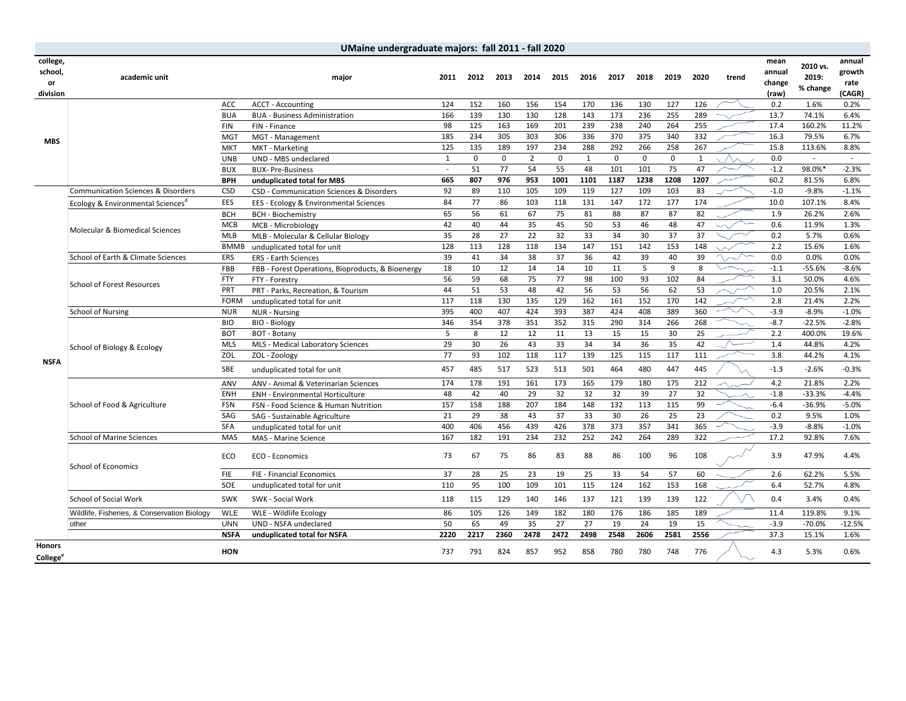## UMaine undergraduate majors: fall 2011 - fall 2020

| college, school, or division | academic unit | | major | 2011 | 2012 | 2013 | 2014 | 2015 | 2016 | 2017 | 2018 | 2019 | 2020 | trend | mean annual change (raw) | 2010 vs. 2019: % change | annual growth rate (CAGR) |
|---|---|---|---|---|---|---|---|---|---|---|---|---|---|---|---|---|---|
| MBS | | ACC | ACCT - Accounting | 124 | 152 | 160 | 156 | 154 | 170 | 136 | 130 | 127 | 126 | | 0.2 | 1.6% | 0.2% |
| | | BUA | BUA - Business Administration | 166 | 139 | 130 | 130 | 128 | 143 | 173 | 236 | 255 | 289 | | 13.7 | 74.1% | 6.4% |
| | | FIN | FIN - Finance | 98 | 125 | 163 | 169 | 201 | 239 | 238 | 240 | 264 | 255 | | 17.4 | 160.2% | 11.2% |
| | | MGT | MGT - Management | 185 | 234 | 305 | 303 | 306 | 336 | 370 | 375 | 340 | 332 | | 16.3 | 79.5% | 6.7% |
| | | MKT | MKT - Marketing | 125 | 135 | 189 | 197 | 234 | 288 | 292 | 266 | 258 | 267 | | 15.8 | 113.6% | 8.8% |
| | | UNB | UND - MBS undeclared | 1 | 0 | 0 | 2 | 0 | 1 | 0 | 0 | 0 | 1 | | 0.0 | - | - |
| | | BUX | BUX- Pre-Business | - | 51 | 77 | 54 | 55 | 48 | 101 | 101 | 75 | 47 | | -1.2 | 98.0%* | -2.3% |
| | | **BPH** | **unduplicated total for MBS** | **665** | **807** | **976** | **953** | **1001** | **1101** | **1187** | **1238** | **1208** | **1207** | | 60.2 | 81.5% | 6.8% |
| NSFA | Communication Sciences & Disorders | CSD | CSD - Communication Sciences & Disorders | 92 | 89 | 110 | 105 | 109 | 119 | 127 | 109 | 103 | 83 | | -1.0 | -9.8% | -1.1% |
| | Ecology & Environmental Sciences[d] | EES | EES - Ecology & Environmental Sciences | 84 | 77 | 86 | 103 | 118 | 131 | 147 | 172 | 177 | 174 | | 10.0 | 107.1% | 8.4% |
| | Molecular & Biomedical Sciences | BCH | BCH - Biochemistry | 65 | 56 | 61 | 67 | 75 | 81 | 88 | 87 | 87 | 82 | | 1.9 | 26.2% | 2.6% |
| | | MCB | MCB - Microbiology | 42 | 40 | 44 | 35 | 45 | 50 | 53 | 46 | 48 | 47 | | 0.6 | 11.9% | 1.3% |
| | | MLB | MLB - Molecular & Cellular Biology | 35 | 28 | 27 | 22 | 32 | 33 | 34 | 30 | 37 | 37 | | 0.2 | 5.7% | 0.6% |
| | | BMMB | unduplicated total for unit | 128 | 113 | 128 | 118 | 134 | 147 | 151 | 142 | 153 | 148 | | 2.2 | 15.6% | 1.6% |
| | School of Earth & Climate Sciences | ERS | ERS - Earth Sciences | 39 | 41 | 34 | 38 | 37 | 36 | 42 | 39 | 40 | 39 | | 0.0 | 0.0% | 0.0% |
| | School of Forest Resources | FBB | FBB - Forest Operations, Bioproducts, & Bioenergy | 18 | 10 | 12 | 14 | 14 | 10 | 11 | 5 | 9 | 8 | | -1.1 | -55.6% | -8.6% |
| | | FTY | FTY - Forestry | 56 | 59 | 68 | 75 | 77 | 98 | 100 | 93 | 102 | 84 | | 3.1 | 50.0% | 4.6% |
| | | PRT | PRT - Parks, Recreation, & Tourism | 44 | 51 | 53 | 48 | 42 | 56 | 53 | 56 | 62 | 53 | | 1.0 | 20.5% | 2.1% |
| | | FORM | unduplicated total for unit | 117 | 118 | 130 | 135 | 129 | 162 | 161 | 152 | 170 | 142 | | 2.8 | 21.4% | 2.2% |
| | School of Nursing | NUR | NUR - Nursing | 395 | 400 | 407 | 424 | 393 | 387 | 424 | 408 | 389 | 360 | | -3.9 | -8.9% | -1.0% |
| | School of Biology & Ecology | BIO | BIO - Biology | 346 | 354 | 378 | 351 | 352 | 315 | 290 | 314 | 266 | 268 | | -8.7 | -22.5% | -2.8% |
| | | BOT | BOT - Botany | 5 | 8 | 12 | 12 | 11 | 13 | 15 | 15 | 30 | 25 | | 2.2 | 400.0% | 19.6% |
| | | MLS | MLS - Medical Laboratory Sciences | 29 | 30 | 26 | 43 | 33 | 34 | 34 | 36 | 35 | 42 | | 1.4 | 44.8% | 4.2% |
| | | ZOL | ZOL - Zoology | 77 | 93 | 102 | 118 | 117 | 139 | 125 | 115 | 117 | 111 | | 3.8 | 44.2% | 4.1% |
| | | SBE | unduplicated total for unit | 457 | 485 | 517 | 523 | 513 | 501 | 464 | 480 | 447 | 445 | | -1.3 | -2.6% | -0.3% |
| | School of Food & Agriculture | ANV | ANV - Animal & Veterinarian Sciences | 174 | 178 | 191 | 161 | 173 | 165 | 179 | 180 | 175 | 212 | | 4.2 | 21.8% | 2.2% |
| | | ENH | ENH - Environmental Horticulture | 48 | 42 | 40 | 29 | 32 | 32 | 32 | 39 | 27 | 32 | | -1.8 | -33.3% | -4.4% |
| | | FSN | FSN - Food Science & Human Nutrition | 157 | 158 | 188 | 207 | 184 | 148 | 132 | 113 | 115 | 99 | | -6.4 | -36.9% | -5.0% |
| | | SAG | SAG - Sustainable Agriculture | 21 | 29 | 38 | 43 | 37 | 33 | 30 | 26 | 25 | 23 | | 0.2 | 9.5% | 1.0% |
| | | SFA | unduplicated total for unit | 400 | 406 | 456 | 439 | 426 | 378 | 373 | 357 | 341 | 365 | | -3.9 | -8.8% | -1.0% |
| | School of Marine Sciences | MAS | MAS - Marine Science | 167 | 182 | 191 | 234 | 232 | 252 | 242 | 264 | 289 | 322 | | 17.2 | 92.8% | 7.6% |
| | School of Economics | ECO | ECO - Economics | 73 | 67 | 75 | 86 | 83 | 88 | 86 | 100 | 96 | 108 | | 3.9 | 47.9% | 4.4% |
| | | FIE | FIE - Financial Economics | 37 | 28 | 25 | 23 | 19 | 25 | 33 | 54 | 57 | 60 | | 2.6 | 62.2% | 5.5% |
| | | SOE | unduplicated total for unit | 110 | 95 | 100 | 109 | 101 | 115 | 124 | 162 | 153 | 168 | | 6.4 | 52.7% | 4.8% |
| | School of Social Work | SWK | SWK - Social Work | 118 | 115 | 129 | 140 | 146 | 137 | 121 | 139 | 139 | 122 | | 0.4 | 3.4% | 0.4% |
| | Wildlife, Fisheries, & Conservation Biology | WLE | WLE - Wildlife Ecology | 86 | 105 | 126 | 149 | 182 | 180 | 176 | 186 | 185 | 189 | | 11.4 | 119.8% | 9.1% |
| | other | UNN | UND - NSFA undeclared | 50 | 65 | 49 | 35 | 27 | 27 | 19 | 24 | 19 | 15 | | -3.9 | -70.0% | -12.5% |
| | | **NSFA** | **unduplicated total for NSFA** | **2220** | **2217** | **2360** | **2478** | **2472** | **2498** | **2548** | **2606** | **2581** | **2556** | | 37.3 | 15.1% | 1.6% |
| Honors College[e] | | HON | | 737 | 791 | 824 | 857 | 952 | 858 | 780 | 780 | 748 | 776 | | 4.3 | 5.3% | 0.6% |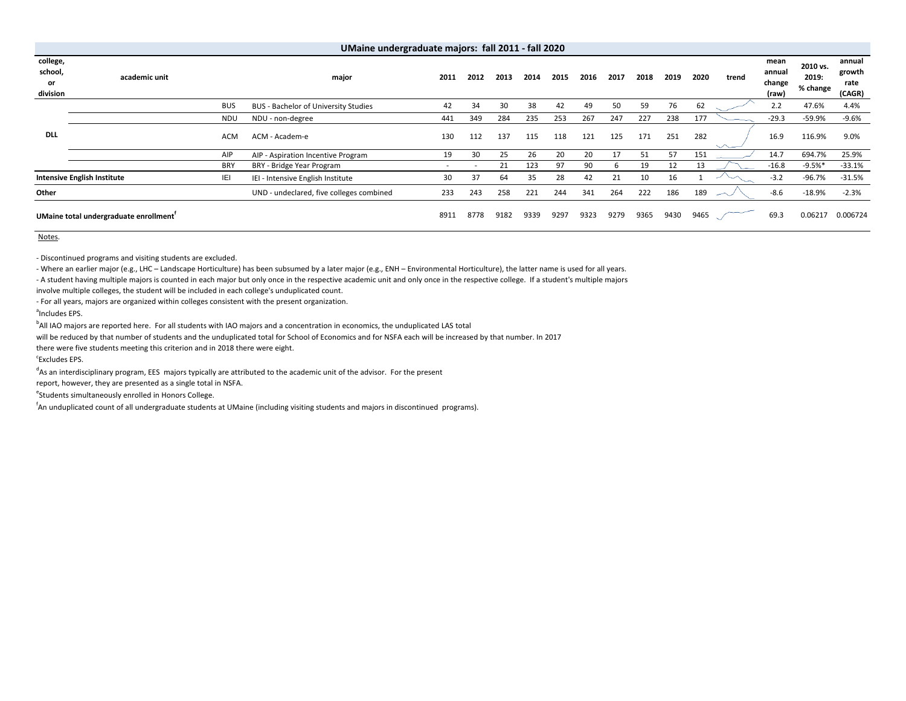## UMaine undergraduate majors: fall 2011 - fall 2020

| college, school, or division | academic unit | | major | 2011 | 2012 | 2013 | 2014 | 2015 | 2016 | 2017 | 2018 | 2019 | 2020 | trend | mean annual change (raw) | 2010 vs. 2019: % change | annual growth rate (CAGR) |
|---|---|---|---|---|---|---|---|---|---|---|---|---|---|---|---|---|---|
| DLL | | BUS | BUS - Bachelor of University Studies | 42 | 34 | 30 | 38 | 42 | 49 | 50 | 59 | 76 | 62 | | 2.2 | 47.6% | 4.4% |
| | | NDU | NDU - non-degree | 441 | 349 | 284 | 235 | 253 | 267 | 247 | 227 | 238 | 177 | | -29.3 | -59.9% | -9.6% |
| | | ACM | ACM - Academ-e | 130 | 112 | 137 | 115 | 118 | 121 | 125 | 171 | 251 | 282 | | 16.9 | 116.9% | 9.0% |
| | | AIP | AIP - Aspiration Incentive Program | 19 | 30 | 25 | 26 | 20 | 20 | 17 | 51 | 57 | 151 | | 14.7 | 694.7% | 25.9% |
| | | BRY | BRY - Bridge Year Program | - | - | 21 | 123 | 97 | 90 | 6 | 19 | 12 | 13 | | -16.8 | -9.5%* | -33.1% |
| Intensive English Institute | | IEI | IEI - Intensive English Institute | 30 | 37 | 64 | 35 | 28 | 42 | 21 | 10 | 16 | 1 | | -3.2 | -96.7% | -31.5% |
| Other | | | UND - undeclared, five colleges combined | 233 | 243 | 258 | 221 | 244 | 341 | 264 | 222 | 186 | 189 | | -8.6 | -18.9% | -2.3% |
| UMaine total undergraduate enrollment[f] | | | | 8911 | 8778 | 9182 | 9339 | 9297 | 9323 | 9279 | 9365 | 9430 | 9465 | | 69.3 | 0.06217 | 0.006724 |

Notes.

- Discontinued programs and visiting students are excluded.
- Where an earlier major (e.g., LHC – Landscape Horticulture) has been subsumed by a later major (e.g., ENH – Environmental Horticulture), the latter name is used for all years.
- A student having multiple majors is counted in each major but only once in the respective academic unit and only once in the respective college. If a student's multiple majors involve multiple colleges, the student will be included in each college's unduplicated count.
- For all years, majors are organized within colleges consistent with the present organization.

[a]Includes EPS.

[b]All IAO majors are reported here. For all students with IAO majors and a concentration in economics, the unduplicated LAS total will be reduced by that number of students and the unduplicated total for School of Economics and for NSFA each will be increased by that number. In 2017 there were five students meeting this criterion and in 2018 there were eight.

[c]Excludes EPS.

[d]As an interdisciplinary program, EES majors typically are attributed to the academic unit of the advisor. For the present report, however, they are presented as a single total in NSFA.

[e]Students simultaneously enrolled in Honors College.

[f]An unduplicated count of all undergraduate students at UMaine (including visiting students and majors in discontinued programs).